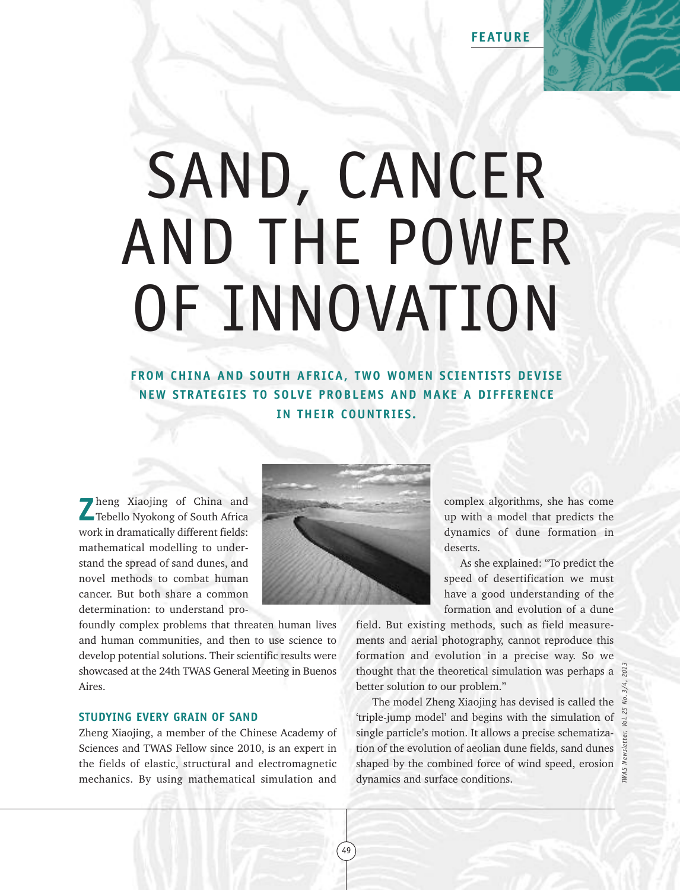FEATURE

# SAND, CANCER AND THE POWER OF INNOVATION

**FROM CHINA AND SOUTH AFRICA, TWO WOMEN SCIENTISTS DEVISE NEW STRATEGIES TO SOLVE PROBLEMS AND MAKE A DIFFERENCE IN THEIR COUNTRIES.**

Zheng Xiaojing of China and Tebello Nyokong of South Africa work in dramatically different fields: mathematical modelling to understand the spread of sand dunes, and novel methods to combat human cancer. But both share a common determination: to understand profoundly complex problems that threaten human lives and human communities, and then to use science to develop potential solutions. Their scientific results were showcased at the 24th TWAS General Meeting in Buenos Aires.

### STUDYING EVERY GRAIN OF SAND

Zheng Xiaojing, a member of the Chinese Academy of Sciences and TWAS Fellow since 2010, is an expert in the fields of elastic, structural and electromagnetic mechanics. By using mathematical simulation and complex algorithms, she has come up with a model that predicts the dynamics of dune formation in deserts.

As she explained: "To predict the speed of desertification we must have a good understanding of the formation and evolution of a dune field. But existing methods, such as field measurements and aerial photography, cannot reproduce this formation and evolution in a precise way. So we thought that the theoretical simulation was perhaps a better solution to our problem."

The model Zheng Xiaojing has devised is called the 'triple-jump model' and begins with the simulation of single particle's motion. It allows a precise schematization of the evolution of aeolian dune fields, sand dunes shaped by the combined force of wind speed, erosion dynamics and surface conditions.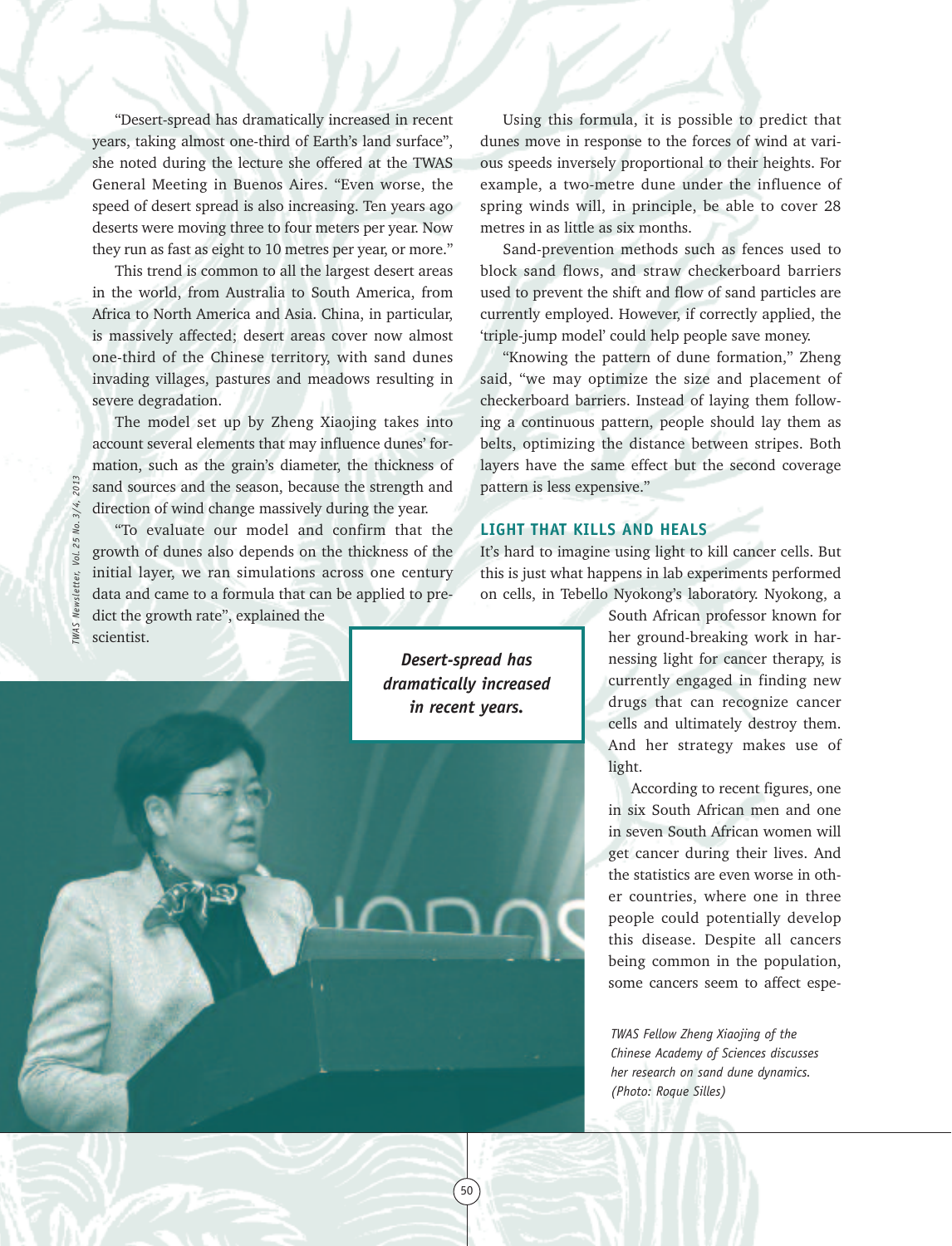"Desert-spread has dramatically increased in recent years, taking almost one-third of Earth's land surface", she noted during the lecture she offered at the TWAS General Meeting in Buenos Aires. "Even worse, the speed of desert spread is also increasing. Ten years ago deserts were moving three to four meters per year. Now they run as fast as eight to 10 metres per year, or more."

This trend is common to all the largest desert areas in the world, from Australia to South America, from Africa to North America and Asia. China, in particular, is massively affected; desert areas cover now almost one-third of the Chinese territory, with sand dunes invading villages, pastures and meadows resulting in severe degradation.

The model set up by Zheng Xiaojing takes into account several elements that may influence dunes' formation, such as the grain's diameter, the thickness of sand sources and the season, because the strength and direction of wind change massively during the year.

"To evaluate our model and confirm that the growth of dunes also depends on the thickness of the initial layer, we ran simulations across one century data and came to a formula that can be applied to predict the growth rate", explained the scientist.

***Desert-spread has dramatically increased in recent years.***

TWAS Fellow Zheng Xiaojing of the Chinese Academy of Sciences discusses her research on sand dune dynamics. (Photo: Roque Silles)

Using this formula, it is possible to predict that dunes move in response to the forces of wind at various speeds inversely proportional to their heights. For example, a two-metre dune under the influence of spring winds will, in principle, be able to cover 28 metres in as little as six months.

Sand-prevention methods such as fences used to block sand flows, and straw checkerboard barriers used to prevent the shift and flow of sand particles are currently employed. However, if correctly applied, the 'triple-jump model' could help people save money.

"Knowing the pattern of dune formation," Zheng said, "we may optimize the size and placement of checkerboard barriers. Instead of laying them following a continuous pattern, people should lay them as belts, optimizing the distance between stripes. Both layers have the same effect but the second coverage pattern is less expensive."

## LIGHT THAT KILLS AND HEALS

It's hard to imagine using light to kill cancer cells. But this is just what happens in lab experiments performed on cells, in Tebello Nyokong's laboratory. Nyokong, a South African professor known for her ground-breaking work in harnessing light for cancer therapy, is currently engaged in finding new drugs that can recognize cancer cells and ultimately destroy them. And her strategy makes use of light.

According to recent figures, one in six South African men and one in seven South African women will get cancer during their lives. And the statistics are even worse in other countries, where one in three people could potentially develop this disease. Despite all cancers being common in the population, some cancers seem to affect espe-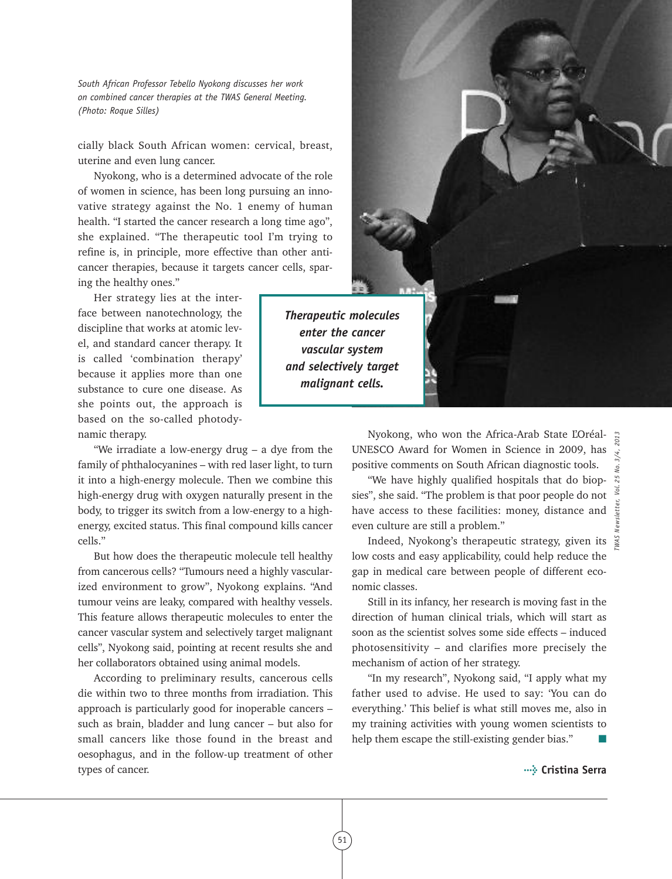*South African Professor Tebello Nyokong discusses her work on combined cancer therapies at the TWAS General Meeting. (Photo: Roque Silles)*

cially black South African women: cervical, breast, uterine and even lung cancer.

Nyokong, who is a determined advocate of the role of women in science, has been long pursuing an innovative strategy against the No. 1 enemy of human health. "I started the cancer research a long time ago", she explained. "The therapeutic tool I'm trying to refine is, in principle, more effective than other anti-cancer therapies, because it targets cancer cells, sparing the healthy ones."

Her strategy lies at the interface between nanotechnology, the discipline that works at atomic level, and standard cancer therapy. It is called 'combination therapy' because it applies more than one substance to cure one disease. As she points out, the approach is based on the so-called photodynamic therapy.

***Therapeutic molecules enter the cancer vascular system and selectively target malignant cells.***

"We irradiate a low-energy drug – a dye from the family of phthalocyanines – with red laser light, to turn it into a high-energy molecule. Then we combine this high-energy drug with oxygen naturally present in the body, to trigger its switch from a low-energy to a high-energy, excited status. This final compound kills cancer cells."

But how does the therapeutic molecule tell healthy from cancerous cells? "Tumours need a highly vascularized environment to grow", Nyokong explains. "And tumour veins are leaky, compared with healthy vessels. This feature allows therapeutic molecules to enter the cancer vascular system and selectively target malignant cells", Nyokong said, pointing at recent results she and her collaborators obtained using animal models.

According to preliminary results, cancerous cells die within two to three months from irradiation. This approach is particularly good for inoperable cancers – such as brain, bladder and lung cancer – but also for small cancers like those found in the breast and oesophagus, and in the follow-up treatment of other types of cancer.

Nyokong, who won the Africa-Arab State L'Oréal-UNESCO Award for Women in Science in 2009, has positive comments on South African diagnostic tools.

"We have highly qualified hospitals that do biopsies", she said. "The problem is that poor people do not have access to these facilities: money, distance and even culture are still a problem."

Indeed, Nyokong's therapeutic strategy, given its low costs and easy applicability, could help reduce the gap in medical care between people of different economic classes.

Still in its infancy, her research is moving fast in the direction of human clinical trials, which will start as soon as the scientist solves some side effects – induced photosensitivity – and clarifies more precisely the mechanism of action of her strategy.

"In my research", Nyokong said, "I apply what my father used to advise. He used to say: 'You can do everything.' This belief is what still moves me, also in my training activities with young women scientists to help them escape the still-existing gender bias." ■

**Cristina Serra**